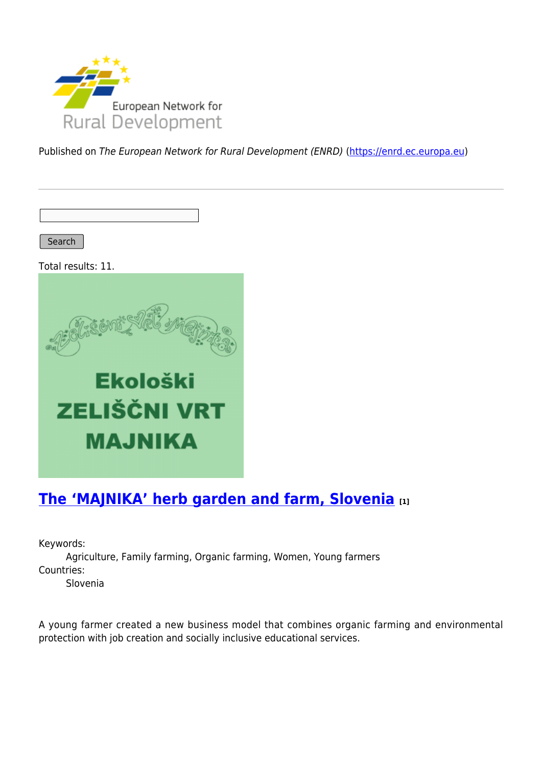Published on *The European Network for Rural Development (ENRD)* (https://enrd.ec.europa.eu)

Search

Total results: 11.

## The 'MAJNIKA' herb garden and farm, Slovenia [1]

Keywords:
  Agriculture, Family farming, Organic farming, Women, Young farmers

Countries:
  Slovenia

A young farmer created a new business model that combines organic farming and environmental protection with job creation and socially inclusive educational services.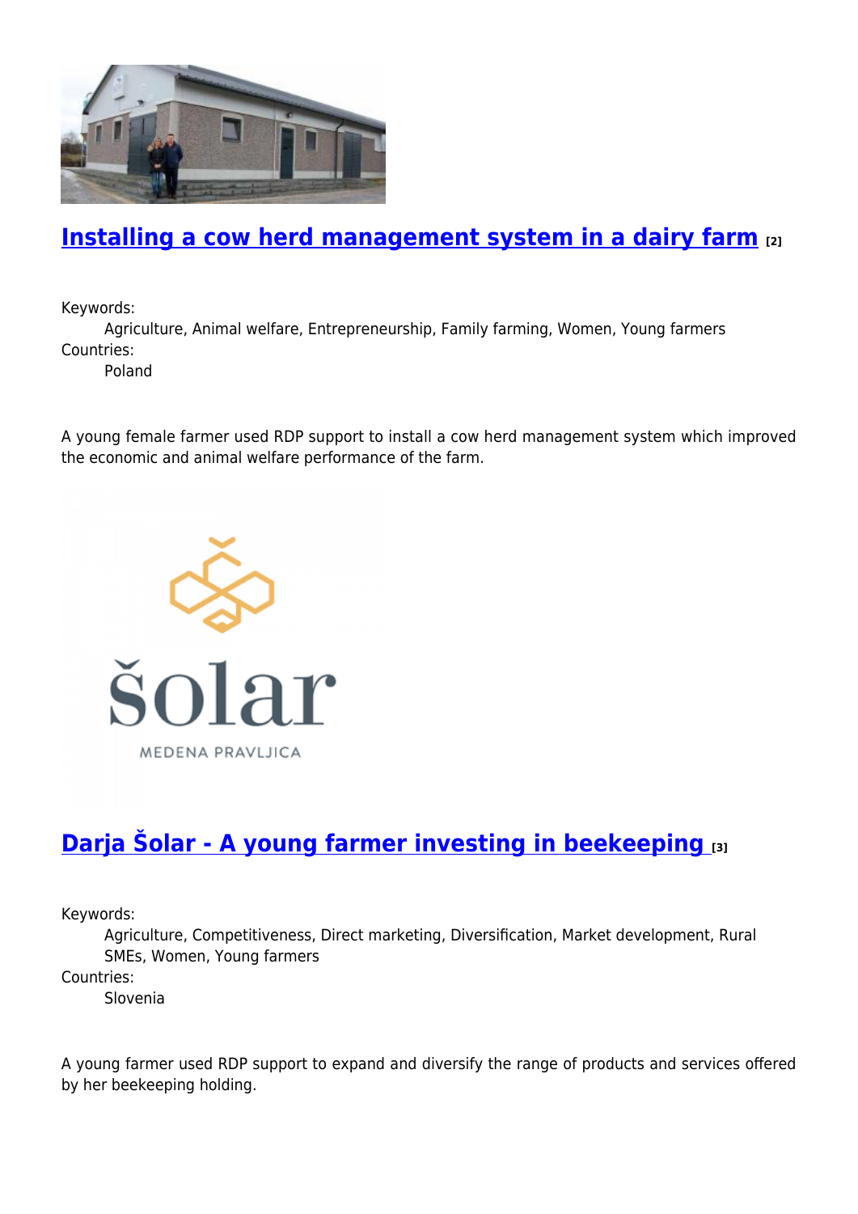## Installing a cow herd management system in a dairy farm [2]

Keywords:
Agriculture, Animal welfare, Entrepreneurship, Family farming, Women, Young farmers

Countries:
Poland

A young female farmer used RDP support to install a cow herd management system which improved the economic and animal welfare performance of the farm.

## Darja Šolar - A young farmer investing in beekeeping [3]

Keywords:
Agriculture, Competitiveness, Direct marketing, Diversification, Market development, Rural SMEs, Women, Young farmers

Countries:
Slovenia

A young farmer used RDP support to expand and diversify the range of products and services offered by her beekeeping holding.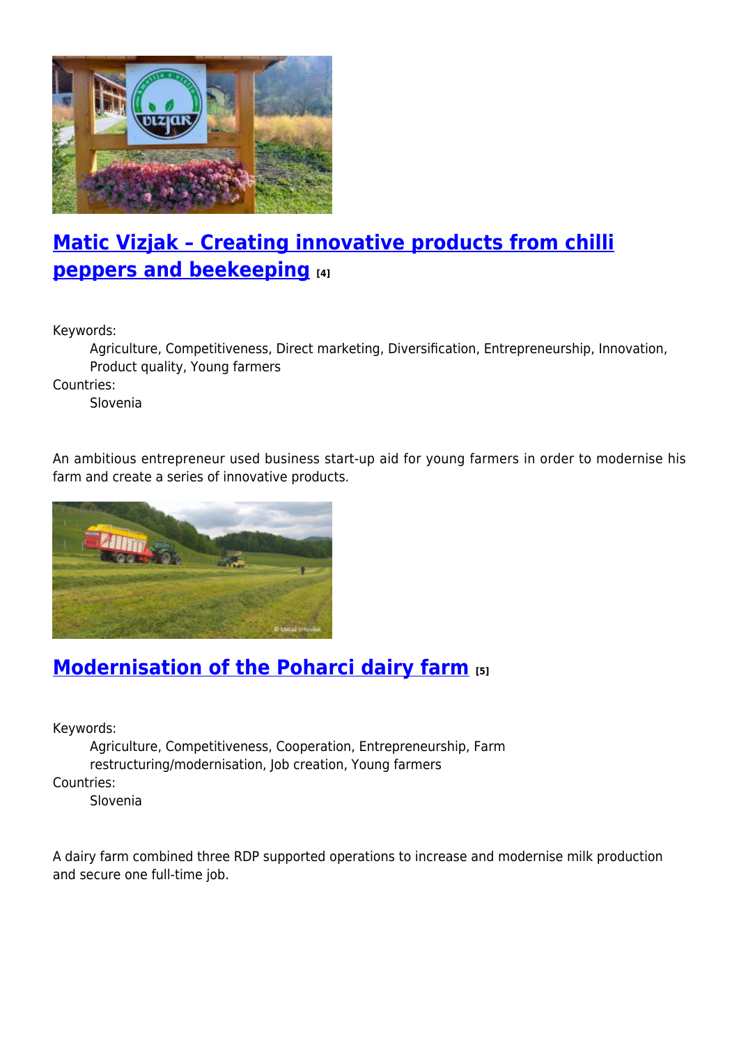## Matic Vizjak – Creating innovative products from chilli peppers and beekeeping [4]

Keywords:
: Agriculture, Competitiveness, Direct marketing, Diversification, Entrepreneurship, Innovation, Product quality, Young farmers

Countries:
: Slovenia

An ambitious entrepreneur used business start-up aid for young farmers in order to modernise his farm and create a series of innovative products.

## Modernisation of the Poharci dairy farm [5]

Keywords:
: Agriculture, Competitiveness, Cooperation, Entrepreneurship, Farm restructuring/modernisation, Job creation, Young farmers

Countries:
: Slovenia

A dairy farm combined three RDP supported operations to increase and modernise milk production and secure one full-time job.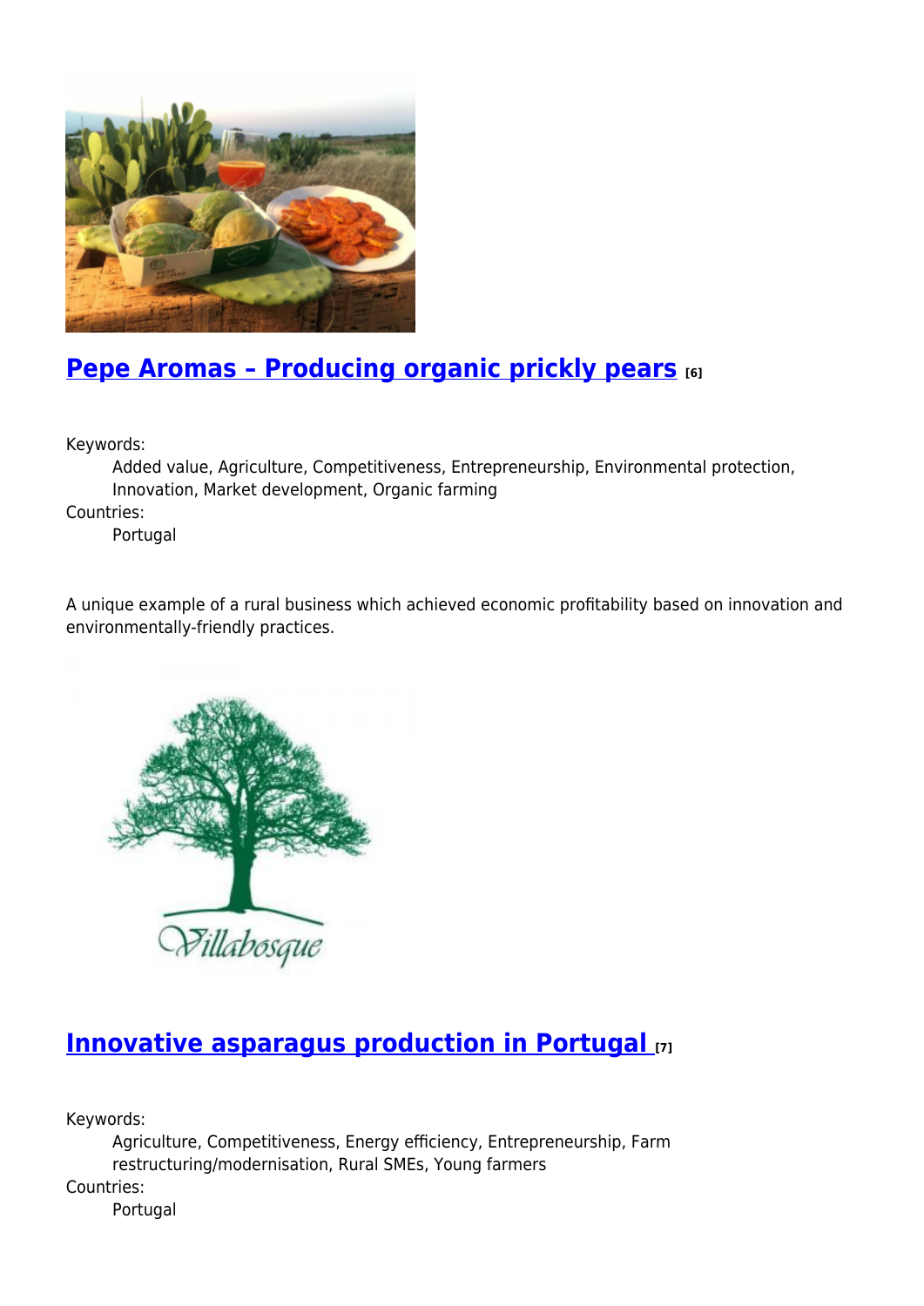## Pepe Aromas – Producing organic prickly pears [6]

Keywords:
: Added value, Agriculture, Competitiveness, Entrepreneurship, Environmental protection, Innovation, Market development, Organic farming

Countries:
: Portugal

A unique example of a rural business which achieved economic profitability based on innovation and environmentally-friendly practices.

## Innovative asparagus production in Portugal [7]

Keywords:
: Agriculture, Competitiveness, Energy efficiency, Entrepreneurship, Farm restructuring/modernisation, Rural SMEs, Young farmers

Countries:
: Portugal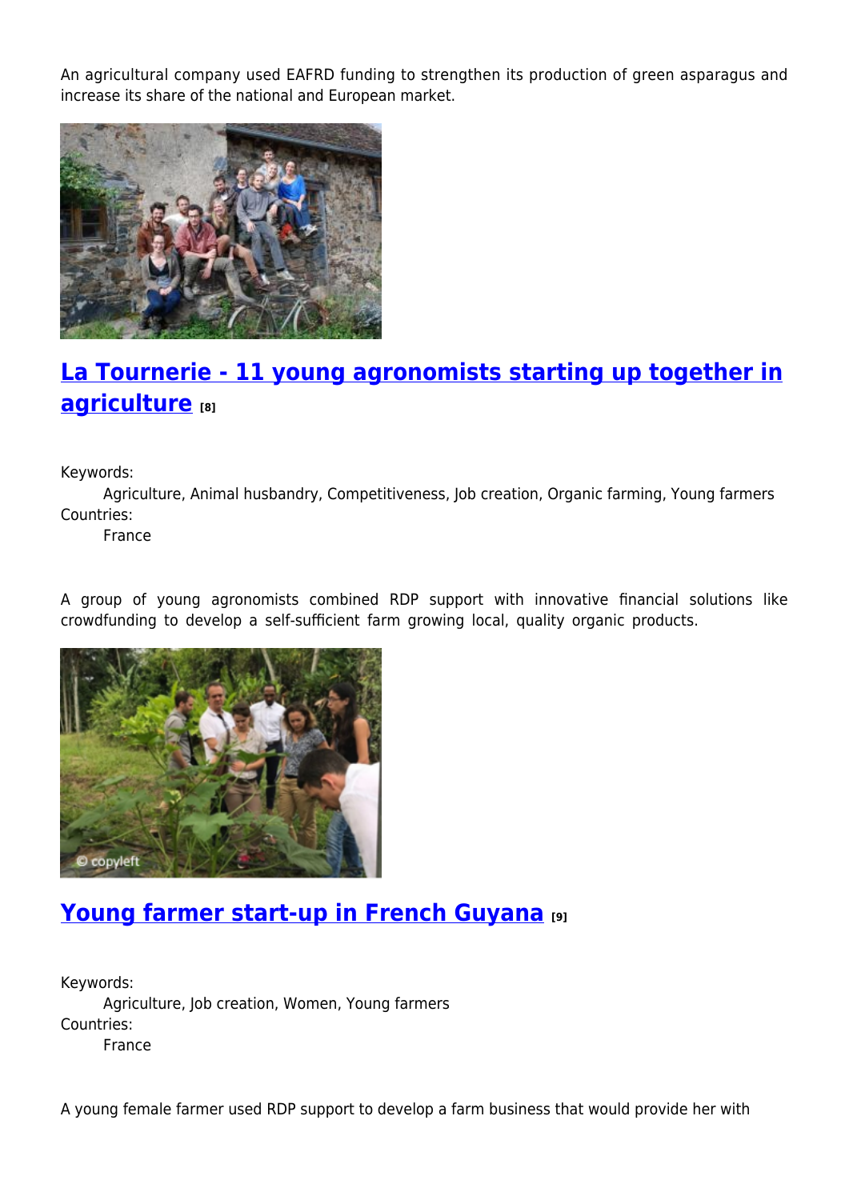An agricultural company used EAFRD funding to strengthen its production of green asparagus and increase its share of the national and European market.

## La Tournerie - 11 young agronomists starting up together in agriculture [8]

Keywords:
Agriculture, Animal husbandry, Competitiveness, Job creation, Organic farming, Young farmers
Countries:
France

A group of young agronomists combined RDP support with innovative financial solutions like crowdfunding to develop a self-sufficient farm growing local, quality organic products.

## Young farmer start-up in French Guyana [9]

Keywords:
Agriculture, Job creation, Women, Young farmers
Countries:
France

A young female farmer used RDP support to develop a farm business that would provide her with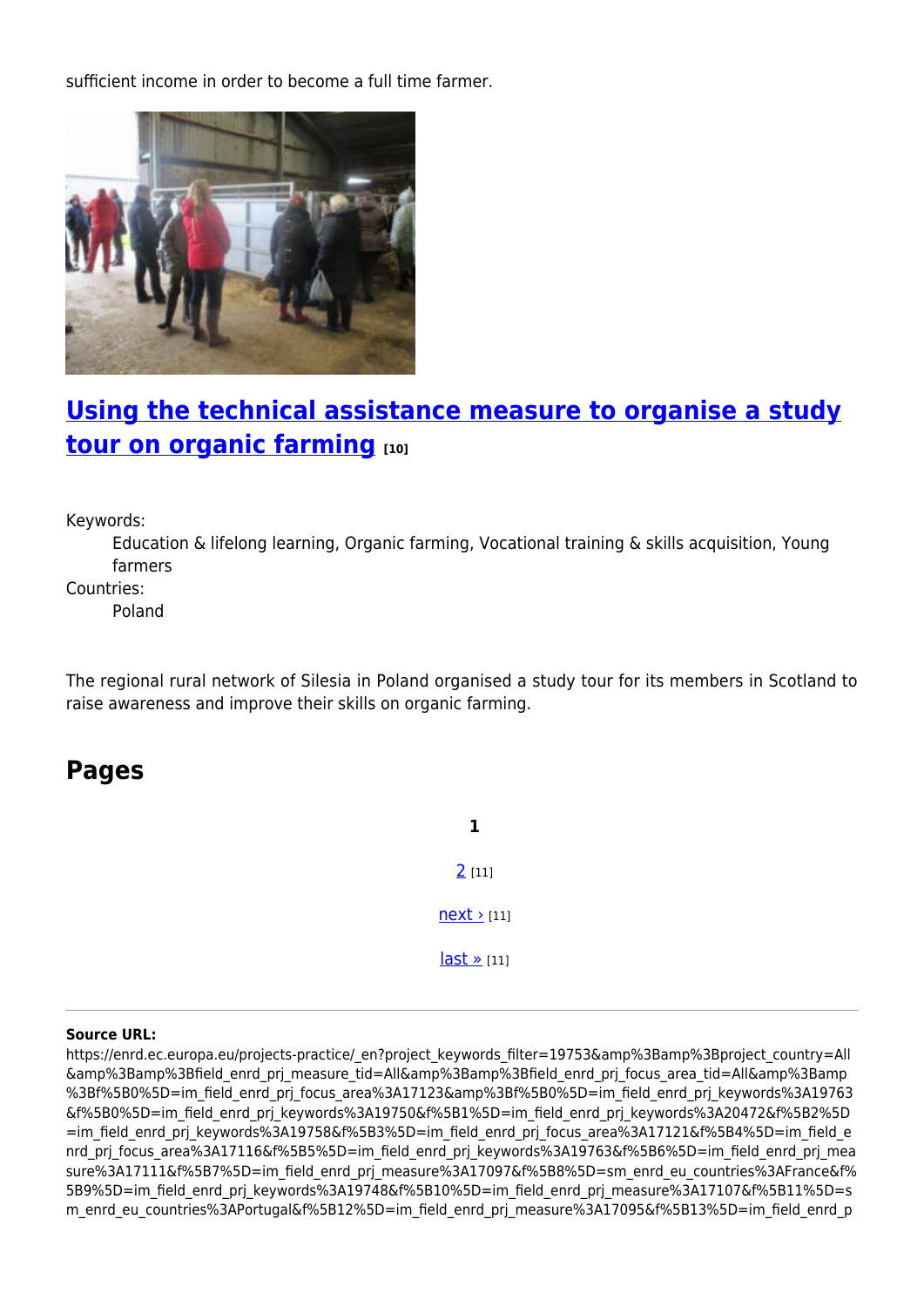sufficient income in order to become a full time farmer.

## Using the technical assistance measure to organise a study tour on organic farming [10]

Keywords:

Education & lifelong learning, Organic farming, Vocational training & skills acquisition, Young farmers

Countries:

Poland

The regional rural network of Silesia in Poland organised a study tour for its members in Scotland to raise awareness and improve their skills on organic farming.

## Pages

**1**

2 [11]

next › [11]

last » [11]

**Source URL:**
https://enrd.ec.europa.eu/projects-practice/_en?project_keywords_filter=19753&amp%3Bamp%3Bproject_country=All&amp%3Bamp%3Bfield_enrd_prj_measure_tid=All&amp%3Bamp%3Bfield_enrd_prj_focus_area_tid=All&amp%3Bamp%3Bf%5B0%5D=im_field_enrd_prj_focus_area%3A17123&amp%3Bf%5B0%5D=im_field_enrd_prj_keywords%3A19763&f%5B0%5D=im_field_enrd_prj_keywords%3A19750&f%5B1%5D=im_field_enrd_prj_keywords%3A20472&f%5B2%5D=im_field_enrd_prj_keywords%3A19758&f%5B3%5D=im_field_enrd_prj_focus_area%3A17121&f%5B4%5D=im_field_enrd_prj_focus_area%3A17116&f%5B5%5D=im_field_enrd_prj_keywords%3A19763&f%5B6%5D=im_field_enrd_prj_measure%3A17111&f%5B7%5D=im_field_enrd_prj_measure%3A17097&f%5B8%5D=sm_enrd_eu_countries%3AFrance&f%5B9%5D=im_field_enrd_prj_keywords%3A19748&f%5B10%5D=im_field_enrd_prj_measure%3A17107&f%5B11%5D=sm_enrd_eu_countries%3APortugal&f%5B12%5D=im_field_enrd_prj_measure%3A17095&f%5B13%5D=im_field_enrd_p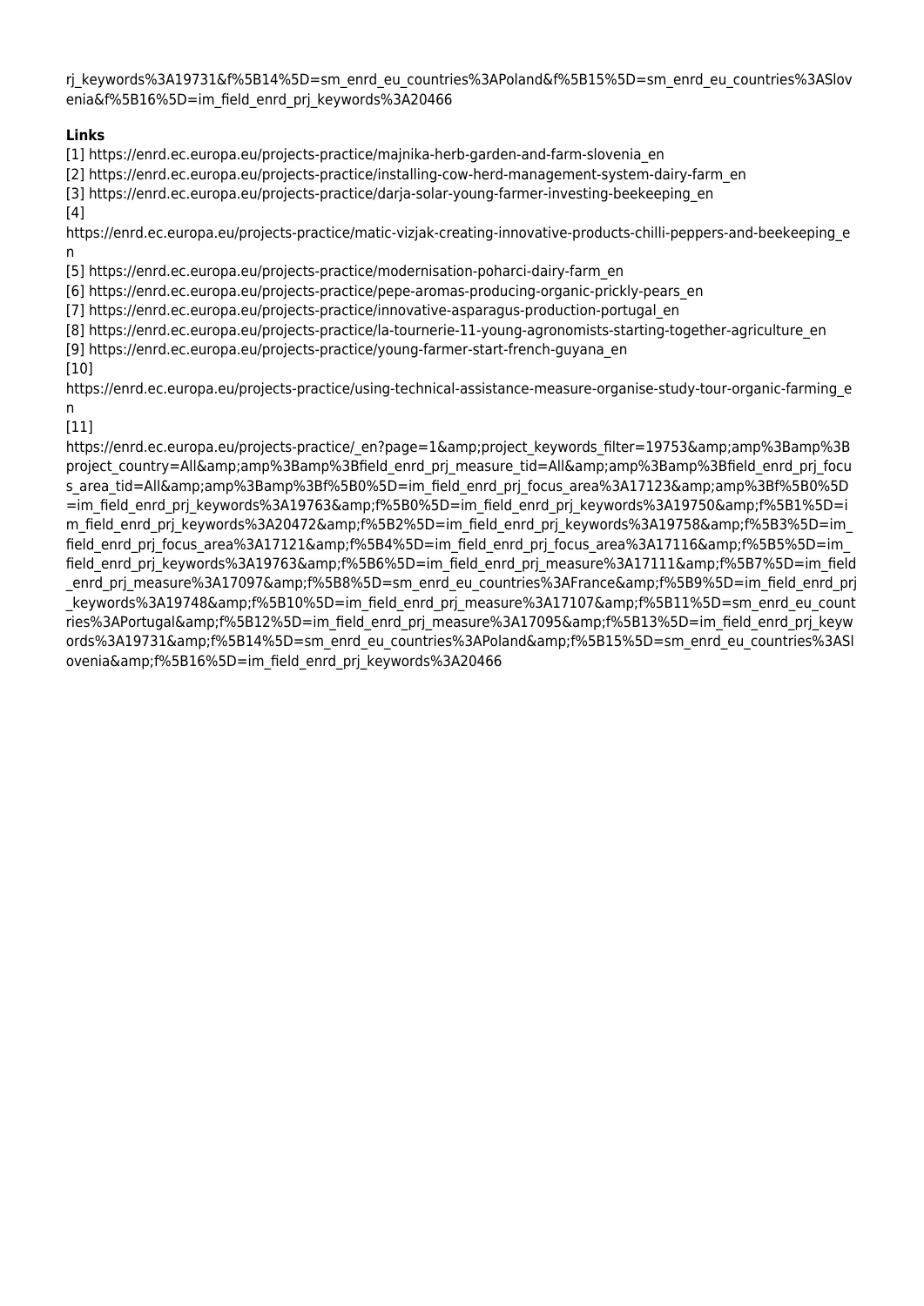rj_keywords%3A19731&f%5B14%5D=sm_enrd_eu_countries%3APoland&f%5B15%5D=sm_enrd_eu_countries%3ASlovenia&f%5B16%5D=im_field_enrd_prj_keywords%3A20466

**Links**

[1] https://enrd.ec.europa.eu/projects-practice/majnika-herb-garden-and-farm-slovenia_en
[2] https://enrd.ec.europa.eu/projects-practice/installing-cow-herd-management-system-dairy-farm_en
[3] https://enrd.ec.europa.eu/projects-practice/darja-solar-young-farmer-investing-beekeeping_en
[4] https://enrd.ec.europa.eu/projects-practice/matic-vizjak-creating-innovative-products-chilli-peppers-and-beekeeping_en
[5] https://enrd.ec.europa.eu/projects-practice/modernisation-poharci-dairy-farm_en
[6] https://enrd.ec.europa.eu/projects-practice/pepe-aromas-producing-organic-prickly-pears_en
[7] https://enrd.ec.europa.eu/projects-practice/innovative-asparagus-production-portugal_en
[8] https://enrd.ec.europa.eu/projects-practice/la-tournerie-11-young-agronomists-starting-together-agriculture_en
[9] https://enrd.ec.europa.eu/projects-practice/young-farmer-start-french-guyana_en
[10] https://enrd.ec.europa.eu/projects-practice/using-technical-assistance-measure-organise-study-tour-organic-farming_en
[11] https://enrd.ec.europa.eu/projects-practice/_en?page=1&amp;project_keywords_filter=19753&amp;amp%3Bamp%3Bproject_country=All&amp;amp%3Bamp%3Bfield_enrd_prj_measure_tid=All&amp;amp%3Bamp%3Bfield_enrd_prj_focus_area_tid=All&amp;amp%3Bamp%3Bf%5B0%5D=im_field_enrd_prj_focus_area%3A17123&amp;amp%3Bf%5B0%5D=im_field_enrd_prj_keywords%3A19763&amp;f%5B0%5D=im_field_enrd_prj_keywords%3A19750&amp;f%5B1%5D=im_field_enrd_prj_keywords%3A20472&amp;f%5B2%5D=im_field_enrd_prj_keywords%3A19758&amp;f%5B3%5D=im_field_enrd_prj_focus_area%3A17121&amp;f%5B4%5D=im_field_enrd_prj_focus_area%3A17116&amp;f%5B5%5D=im_field_enrd_prj_keywords%3A19763&amp;f%5B6%5D=im_field_enrd_prj_measure%3A17111&amp;f%5B7%5D=im_field_enrd_prj_measure%3A17097&amp;f%5B8%5D=sm_enrd_eu_countries%3AFrance&amp;f%5B9%5D=im_field_enrd_prj_keywords%3A19748&amp;f%5B10%5D=im_field_enrd_prj_measure%3A17107&amp;f%5B11%5D=sm_enrd_eu_countries%3APortugal&amp;f%5B12%5D=im_field_enrd_prj_measure%3A17095&amp;f%5B13%5D=im_field_enrd_prj_keywords%3A19731&amp;f%5B14%5D=sm_enrd_eu_countries%3APoland&amp;f%5B15%5D=sm_enrd_eu_countries%3ASlovenia&amp;f%5B16%5D=im_field_enrd_prj_keywords%3A20466